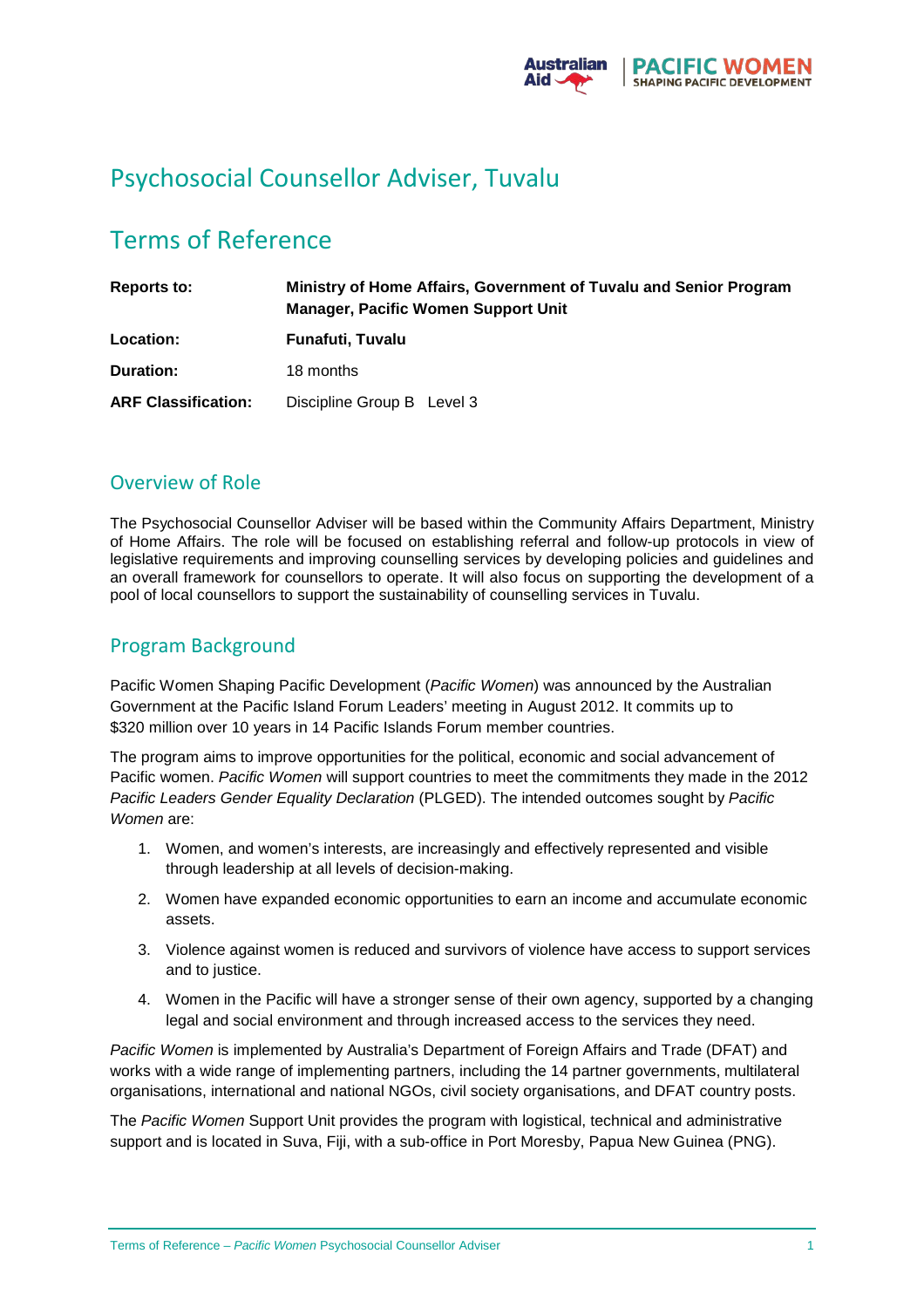# Psychosocial Counsellor Adviser, Tuvalu

# Terms of Reference

| | |
|---|---|
| **Reports to:** | **Ministry of Home Affairs, Government of Tuvalu and Senior Program Manager, Pacific Women Support Unit** |
| **Location:** | **Funafuti, Tuvalu** |
| **Duration:** | 18 months |
| **ARF Classification:** | Discipline Group B Level 3 |

## Overview of Role

The Psychosocial Counsellor Adviser will be based within the Community Affairs Department, Ministry of Home Affairs. The role will be focused on establishing referral and follow-up protocols in view of legislative requirements and improving counselling services by developing policies and guidelines and an overall framework for counsellors to operate. It will also focus on supporting the development of a pool of local counsellors to support the sustainability of counselling services in Tuvalu.

## Program Background

Pacific Women Shaping Pacific Development (*Pacific Women*) was announced by the Australian Government at the Pacific Island Forum Leaders' meeting in August 2012. It commits up to $320 million over 10 years in 14 Pacific Islands Forum member countries.

The program aims to improve opportunities for the political, economic and social advancement of Pacific women. *Pacific Women* will support countries to meet the commitments they made in the 2012 *Pacific Leaders Gender Equality Declaration* (PLGED). The intended outcomes sought by *Pacific Women* are:

1. Women, and women's interests, are increasingly and effectively represented and visible through leadership at all levels of decision-making.
2. Women have expanded economic opportunities to earn an income and accumulate economic assets.
3. Violence against women is reduced and survivors of violence have access to support services and to justice.
4. Women in the Pacific will have a stronger sense of their own agency, supported by a changing legal and social environment and through increased access to the services they need.

*Pacific Women* is implemented by Australia's Department of Foreign Affairs and Trade (DFAT) and works with a wide range of implementing partners, including the 14 partner governments, multilateral organisations, international and national NGOs, civil society organisations, and DFAT country posts.

The *Pacific Women* Support Unit provides the program with logistical, technical and administrative support and is located in Suva, Fiji, with a sub-office in Port Moresby, Papua New Guinea (PNG).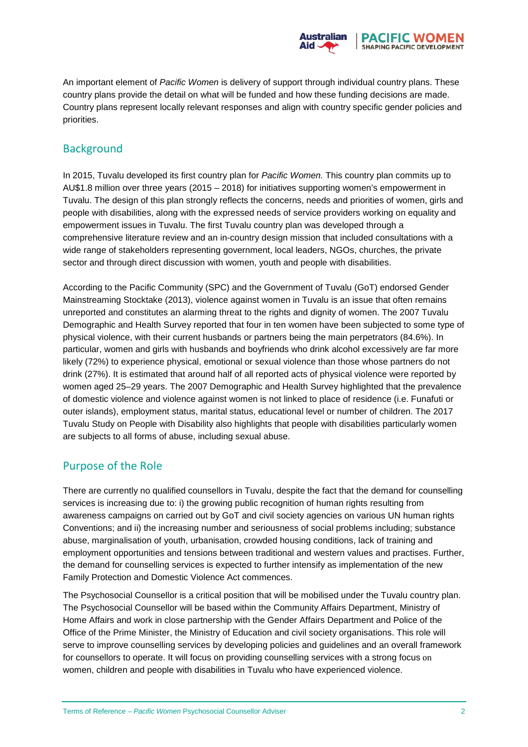An important element of *Pacific Women* is delivery of support through individual country plans. These country plans provide the detail on what will be funded and how these funding decisions are made. Country plans represent locally relevant responses and align with country specific gender policies and priorities.

## Background

In 2015, Tuvalu developed its first country plan for *Pacific Women.* This country plan commits up to AU$1.8 million over three years (2015 – 2018) for initiatives supporting women's empowerment in Tuvalu. The design of this plan strongly reflects the concerns, needs and priorities of women, girls and people with disabilities, along with the expressed needs of service providers working on equality and empowerment issues in Tuvalu. The first Tuvalu country plan was developed through a comprehensive literature review and an in-country design mission that included consultations with a wide range of stakeholders representing government, local leaders, NGOs, churches, the private sector and through direct discussion with women, youth and people with disabilities.

According to the Pacific Community (SPC) and the Government of Tuvalu (GoT) endorsed Gender Mainstreaming Stocktake (2013), violence against women in Tuvalu is an issue that often remains unreported and constitutes an alarming threat to the rights and dignity of women. The 2007 Tuvalu Demographic and Health Survey reported that four in ten women have been subjected to some type of physical violence, with their current husbands or partners being the main perpetrators (84.6%). In particular, women and girls with husbands and boyfriends who drink alcohol excessively are far more likely (72%) to experience physical, emotional or sexual violence than those whose partners do not drink (27%). It is estimated that around half of all reported acts of physical violence were reported by women aged 25–29 years. The 2007 Demographic and Health Survey highlighted that the prevalence of domestic violence and violence against women is not linked to place of residence (i.e. Funafuti or outer islands), employment status, marital status, educational level or number of children. The 2017 Tuvalu Study on People with Disability also highlights that people with disabilities particularly women are subjects to all forms of abuse, including sexual abuse.

## Purpose of the Role

There are currently no qualified counsellors in Tuvalu, despite the fact that the demand for counselling services is increasing due to: i) the growing public recognition of human rights resulting from awareness campaigns on carried out by GoT and civil society agencies on various UN human rights Conventions; and ii) the increasing number and seriousness of social problems including; substance abuse, marginalisation of youth, urbanisation, crowded housing conditions, lack of training and employment opportunities and tensions between traditional and western values and practises. Further, the demand for counselling services is expected to further intensify as implementation of the new Family Protection and Domestic Violence Act commences.

The Psychosocial Counsellor is a critical position that will be mobilised under the Tuvalu country plan. The Psychosocial Counsellor will be based within the Community Affairs Department, Ministry of Home Affairs and work in close partnership with the Gender Affairs Department and Police of the Office of the Prime Minister, the Ministry of Education and civil society organisations. This role will serve to improve counselling services by developing policies and guidelines and an overall framework for counsellors to operate. It will focus on providing counselling services with a strong focus on women, children and people with disabilities in Tuvalu who have experienced violence.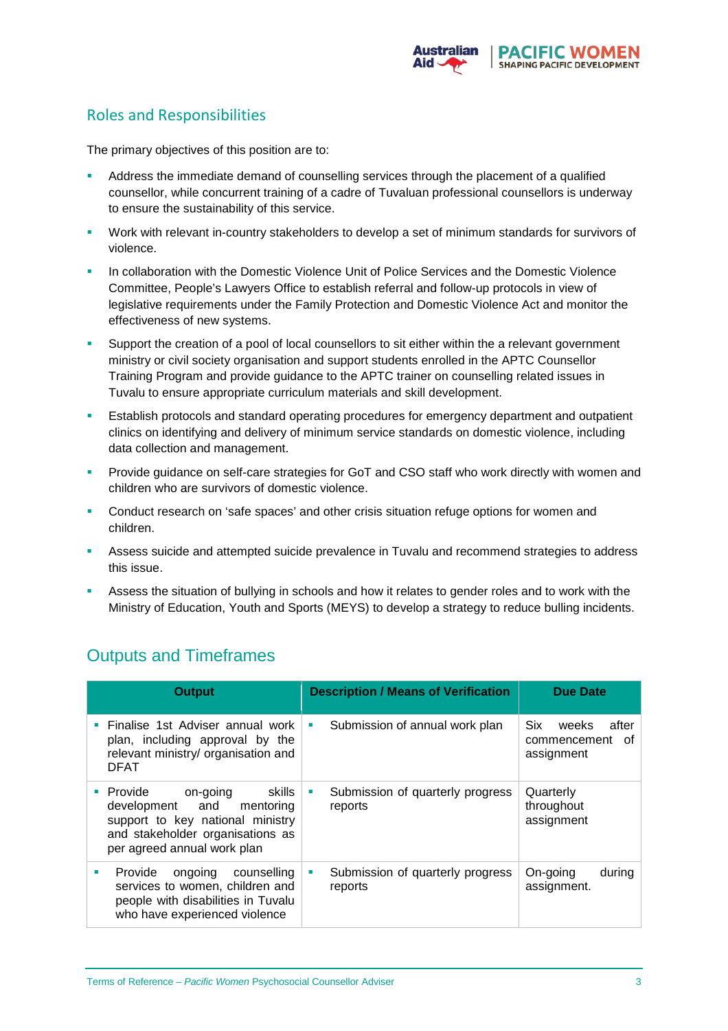## Roles and Responsibilities

The primary objectives of this position are to:

- Address the immediate demand of counselling services through the placement of a qualified counsellor, while concurrent training of a cadre of Tuvaluan professional counsellors is underway to ensure the sustainability of this service.
- Work with relevant in-country stakeholders to develop a set of minimum standards for survivors of violence.
- In collaboration with the Domestic Violence Unit of Police Services and the Domestic Violence Committee, People's Lawyers Office to establish referral and follow-up protocols in view of legislative requirements under the Family Protection and Domestic Violence Act and monitor the effectiveness of new systems.
- Support the creation of a pool of local counsellors to sit either within the a relevant government ministry or civil society organisation and support students enrolled in the APTC Counsellor Training Program and provide guidance to the APTC trainer on counselling related issues in Tuvalu to ensure appropriate curriculum materials and skill development.
- Establish protocols and standard operating procedures for emergency department and outpatient clinics on identifying and delivery of minimum service standards on domestic violence, including data collection and management.
- Provide guidance on self-care strategies for GoT and CSO staff who work directly with women and children who are survivors of domestic violence.
- Conduct research on 'safe spaces' and other crisis situation refuge options for women and children.
- Assess suicide and attempted suicide prevalence in Tuvalu and recommend strategies to address this issue.
- Assess the situation of bullying in schools and how it relates to gender roles and to work with the Ministry of Education, Youth and Sports (MEYS) to develop a strategy to reduce bulling incidents.

## Outputs and Timeframes

| Output | Description / Means of Verification | Due Date |
|---|---|---|
| ▪ Finalise 1st Adviser annual work plan, including approval by the relevant ministry/ organisation and DFAT | ▪ Submission of annual work plan | Six weeks after commencement of assignment |
| ▪ Provide on-going skills development and mentoring support to key national ministry and stakeholder organisations as per agreed annual work plan | ▪ Submission of quarterly progress reports | Quarterly throughout assignment |
| ▪ Provide ongoing counselling services to women, children and people with disabilities in Tuvalu who have experienced violence | ▪ Submission of quarterly progress reports | On-going during assignment. |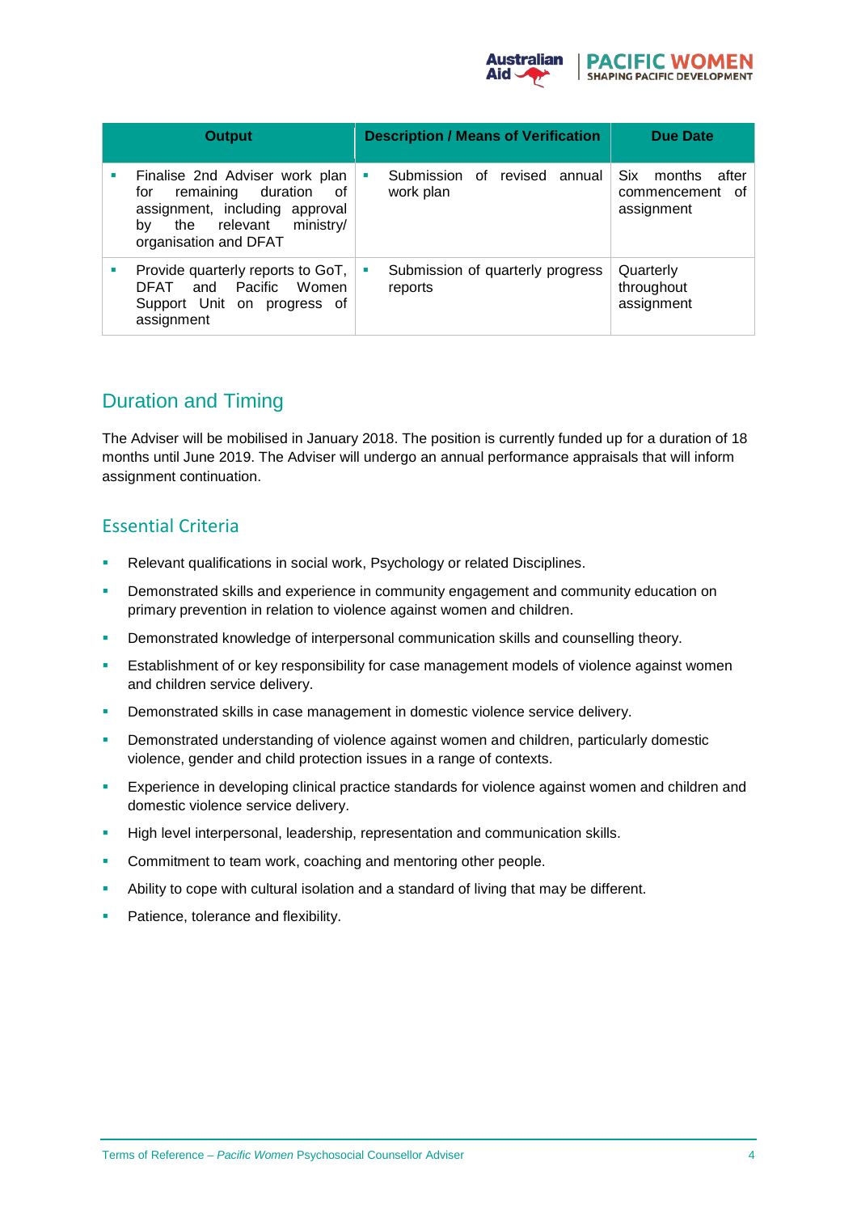| Output | Description / Means of Verification | Due Date |
|---|---|---|
| Finalise 2nd Adviser work plan for remaining duration of assignment, including approval by the relevant ministry/ organisation and DFAT | Submission of revised annual work plan | Six months after commencement of assignment |
| Provide quarterly reports to GoT, DFAT and Pacific Women Support Unit on progress of assignment | Submission of quarterly progress reports | Quarterly throughout assignment |

## Duration and Timing

The Adviser will be mobilised in January 2018. The position is currently funded up for a duration of 18 months until June 2019. The Adviser will undergo an annual performance appraisals that will inform assignment continuation.

## Essential Criteria

- Relevant qualifications in social work, Psychology or related Disciplines.
- Demonstrated skills and experience in community engagement and community education on primary prevention in relation to violence against women and children.
- Demonstrated knowledge of interpersonal communication skills and counselling theory.
- Establishment of or key responsibility for case management models of violence against women and children service delivery.
- Demonstrated skills in case management in domestic violence service delivery.
- Demonstrated understanding of violence against women and children, particularly domestic violence, gender and child protection issues in a range of contexts.
- Experience in developing clinical practice standards for violence against women and children and domestic violence service delivery.
- High level interpersonal, leadership, representation and communication skills.
- Commitment to team work, coaching and mentoring other people.
- Ability to cope with cultural isolation and a standard of living that may be different.
- Patience, tolerance and flexibility.